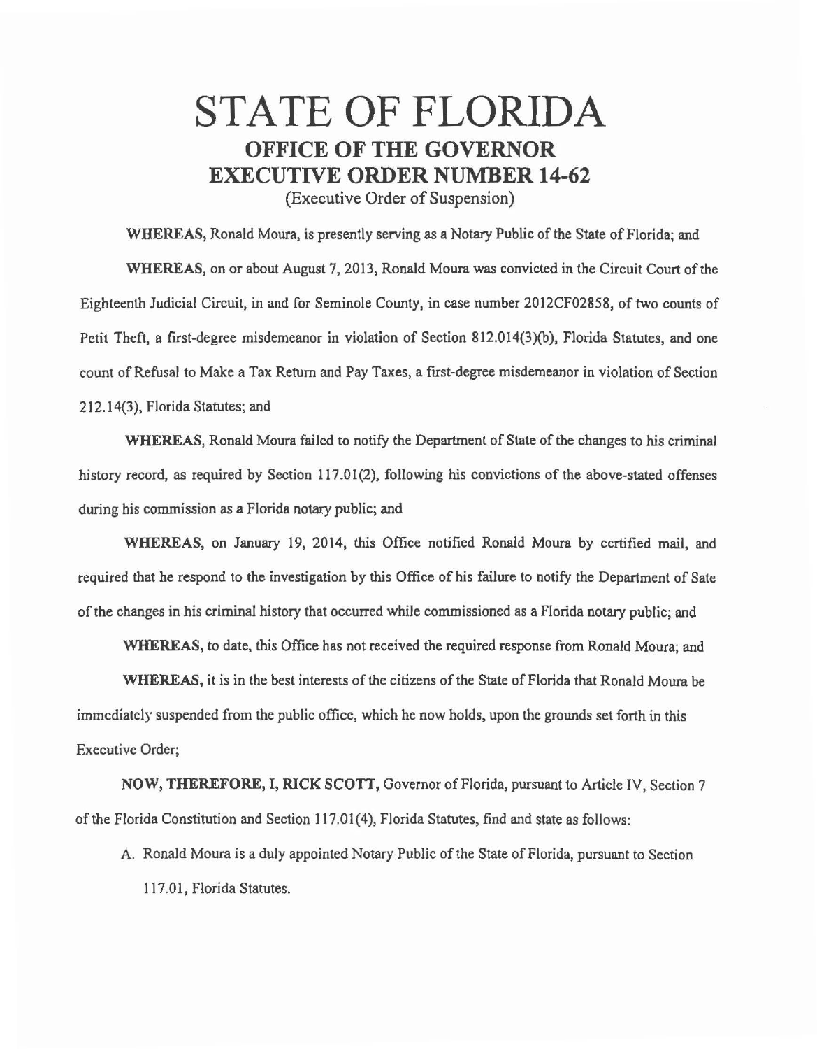# STATE OF FLORIDA

## OFFICE OF THE GOVERNOR

## EXECUTIVE ORDER NUMBER 14-62

(Executive Order of Suspension)

**WHEREAS,** Ronald Moura, is presently serving as a Notary Public of the State of Florida; and

**WHEREAS,** on or about August 7, 2013, Ronald Moura was convicted in the Circuit Court of the Eighteenth Judicial Circuit, in and for Seminole County, in case number 2012CF02858, of two counts of Petit Theft, a first-degree misdemeanor in violation of Section 812.014(3)(b), Florida Statutes, and one count of Refusal to Make a Tax Return and Pay Taxes, a first-degree misdemeanor in violation of Section 212.14(3), Florida Statutes; and

**WHEREAS,** Ronald Moura failed to notify the Department of State of the changes to his criminal history record, as required by Section 117.01(2), following his convictions of the above-stated offenses during his commission as a Florida notary public; and

**WHEREAS,** on January 19, 2014, this Office notified Ronald Moura by certified mail, and required that he respond to the investigation by this Office of his failure to notify the Department of Sate of the changes in his criminal history that occurred while commissioned as a Florida notary public; and

**WHEREAS,** to date, this Office has not received the required response from Ronald Moura; and

**WHEREAS,** it is in the best interests of the citizens of the State of Florida that Ronald Moura be immediately suspended from the public office, which he now holds, upon the grounds set forth in this Executive Order;

**NOW, THEREFORE, I, RICK SCOTT,** Governor of Florida, pursuant to Article IV, Section 7 of the Florida Constitution and Section 117.01(4), Florida Statutes, find and state as follows:

A. Ronald Moura is a duly appointed Notary Public of the State of Florida, pursuant to Section 117.01, Florida Statutes.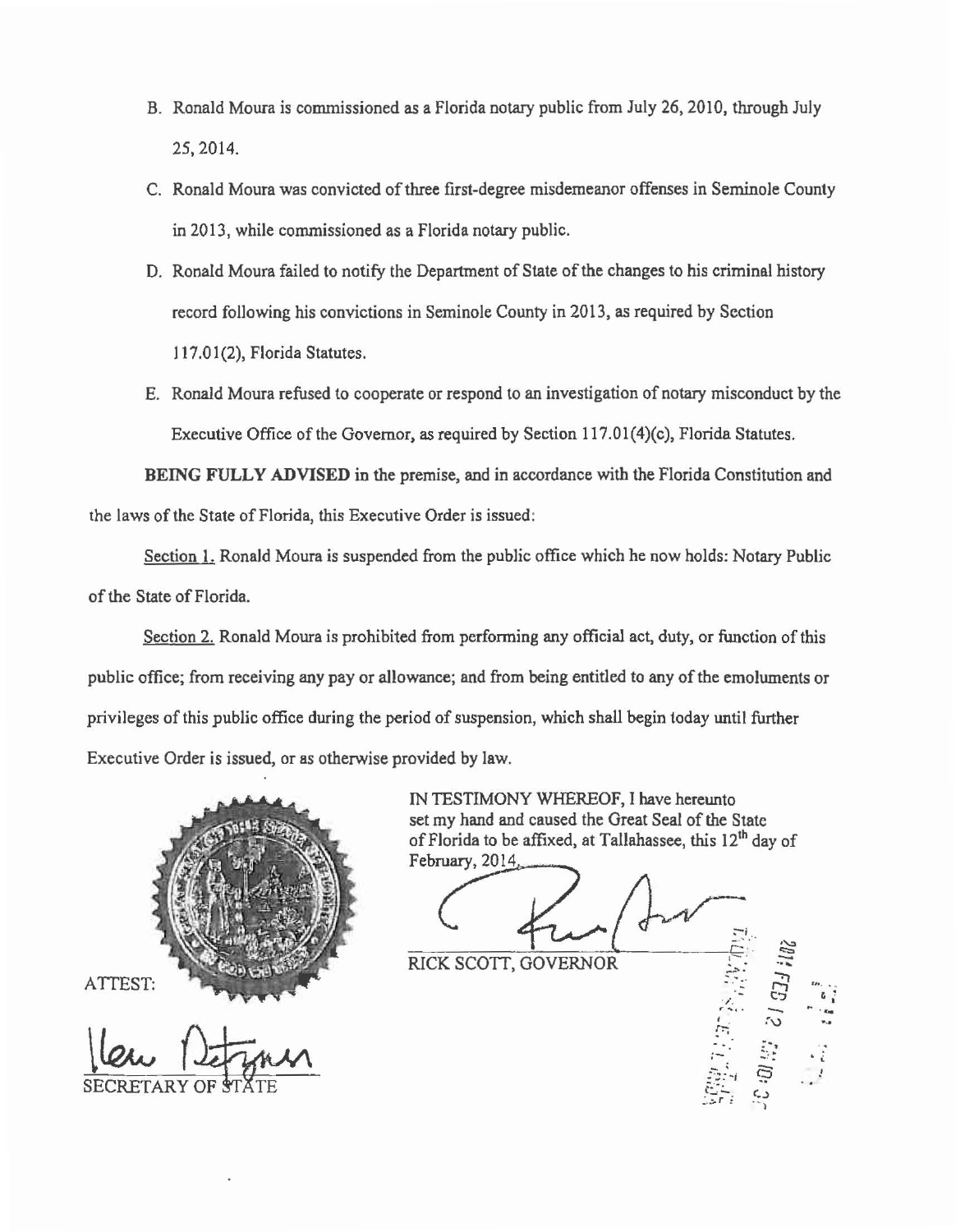B. Ronald Moura is commissioned as a Florida notary public from July 26, 2010, through July 25, 2014.

C. Ronald Moura was convicted of three first-degree misdemeanor offenses in Seminole County in 2013, while commissioned as a Florida notary public.

D. Ronald Moura failed to notify the Department of State of the changes to his criminal history record following his convictions in Seminole County in 2013, as required by Section 117.01(2), Florida Statutes.

E. Ronald Moura refused to cooperate or respond to an investigation of notary misconduct by the Executive Office of the Governor, as required by Section 117.01(4)(c), Florida Statutes.

**BEING FULLY ADVISED** in the premise, and in accordance with the Florida Constitution and the laws of the State of Florida, this Executive Order is issued:

Section 1. Ronald Moura is suspended from the public office which he now holds: Notary Public of the State of Florida.

Section 2. Ronald Moura is prohibited from performing any official act, duty, or function of this public office; from receiving any pay or allowance; and from being entitled to any of the emoluments or privileges of this public office during the period of suspension, which shall begin today until further Executive Order is issued, or as otherwise provided by law.

IN TESTIMONY WHEREOF, I have hereunto set my hand and caused the Great Seal of the State of Florida to be affixed, at Tallahassee, this 12th day of February, 2014.

RICK SCOTT, GOVERNOR

ATTEST:

SECRETARY OF STATE

2014 FEB 12 AM 10:35